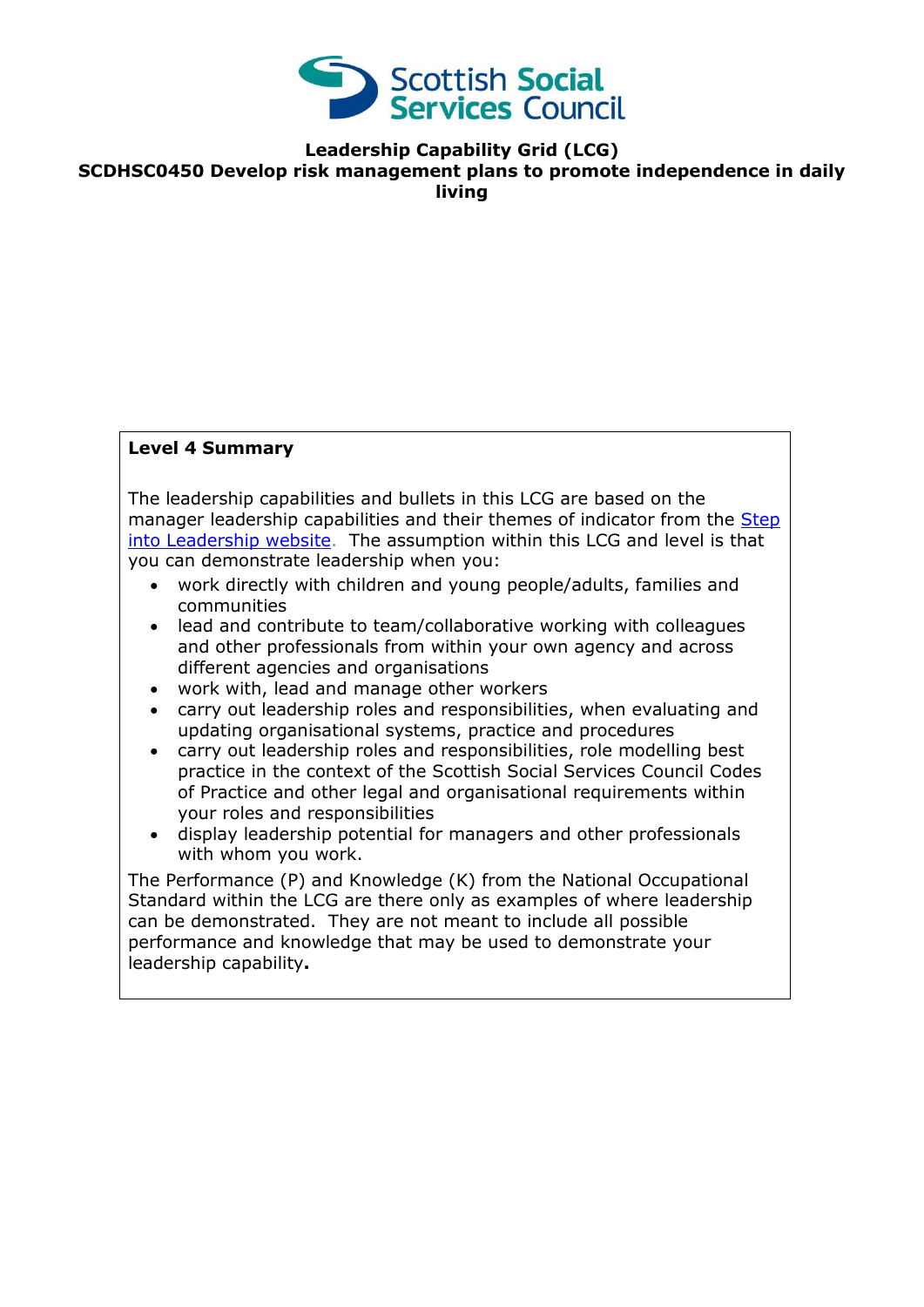Scottish Social Services Council

**Leadership Capability Grid (LCG)**
**SCDHSC0450 Develop risk management plans to promote independence in daily living**

**Level 4 Summary**

The leadership capabilities and bullets in this LCG are based on the manager leadership capabilities and their themes of indicator from the Step into Leadership website. The assumption within this LCG and level is that you can demonstrate leadership when you:

- work directly with children and young people/adults, families and communities
- lead and contribute to team/collaborative working with colleagues and other professionals from within your own agency and across different agencies and organisations
- work with, lead and manage other workers
- carry out leadership roles and responsibilities, when evaluating and updating organisational systems, practice and procedures
- carry out leadership roles and responsibilities, role modelling best practice in the context of the Scottish Social Services Council Codes of Practice and other legal and organisational requirements within your roles and responsibilities
- display leadership potential for managers and other professionals with whom you work.

The Performance (P) and Knowledge (K) from the National Occupational Standard within the LCG are there only as examples of where leadership can be demonstrated. They are not meant to include all possible performance and knowledge that may be used to demonstrate your leadership capability**.**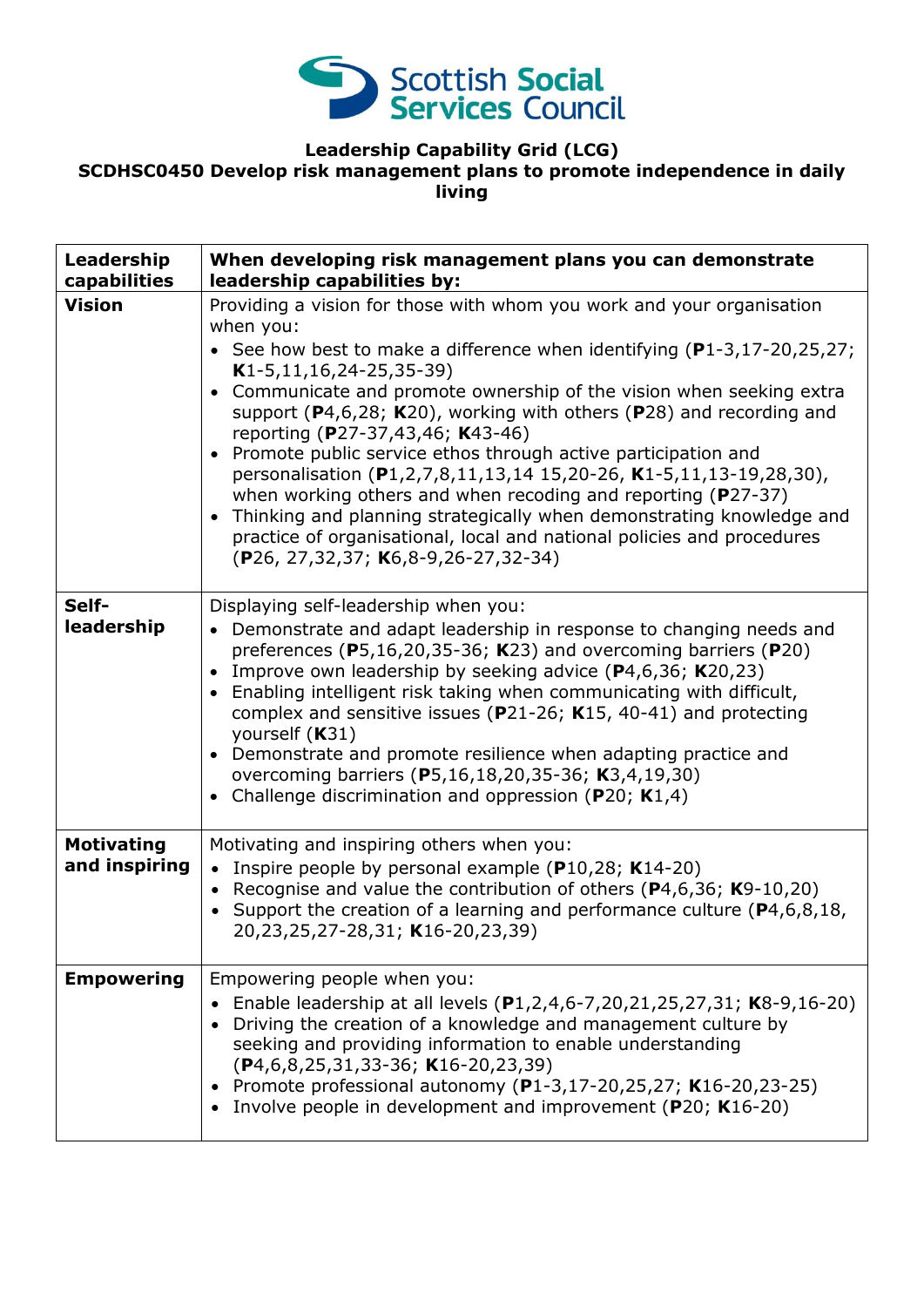# Leadership Capability Grid (LCG)

## SCDHSC0450 Develop risk management plans to promote independence in daily living

| Leadership capabilities | When developing risk management plans you can demonstrate leadership capabilities by: |
|---|---|
| **Vision** | Providing a vision for those with whom you work and your organisation when you: <br>• See how best to make a difference when identifying (**P**1-3,17-20,25,27; **K**1-5,11,16,24-25,35-39) <br>• Communicate and promote ownership of the vision when seeking extra support (**P**4,6,28; **K**20), working with others (**P**28) and recording and reporting (**P**27-37,43,46; **K**43-46) <br>• Promote public service ethos through active participation and personalisation (**P**1,2,7,8,11,13,14 15,20-26, **K**1-5,11,13-19,28,30), when working others and when recoding and reporting (**P**27-37) <br>• Thinking and planning strategically when demonstrating knowledge and practice of organisational, local and national policies and procedures (**P**26, 27,32,37; **K**6,8-9,26-27,32-34) |
| **Self-leadership** | Displaying self-leadership when you: <br>• Demonstrate and adapt leadership in response to changing needs and preferences (**P**5,16,20,35-36; **K**23) and overcoming barriers (**P**20) <br>• Improve own leadership by seeking advice (**P**4,6,36; **K**20,23) <br>• Enabling intelligent risk taking when communicating with difficult, complex and sensitive issues (**P**21-26; **K**15, 40-41) and protecting yourself (**K**31) <br>• Demonstrate and promote resilience when adapting practice and overcoming barriers (**P**5,16,18,20,35-36; **K**3,4,19,30) <br>• Challenge discrimination and oppression (**P**20; **K**1,4) |
| **Motivating and inspiring** | Motivating and inspiring others when you: <br>• Inspire people by personal example (**P**10,28; **K**14-20) <br>• Recognise and value the contribution of others (**P**4,6,36; **K**9-10,20) <br>• Support the creation of a learning and performance culture (**P**4,6,8,18, 20,23,25,27-28,31; **K**16-20,23,39) |
| **Empowering** | Empowering people when you: <br>• Enable leadership at all levels (**P**1,2,4,6-7,20,21,25,27,31; **K**8-9,16-20) <br>• Driving the creation of a knowledge and management culture by seeking and providing information to enable understanding (**P**4,6,8,25,31,33-36; **K**16-20,23,39) <br>• Promote professional autonomy (**P**1-3,17-20,25,27; **K**16-20,23-25) <br>• Involve people in development and improvement (**P**20; **K**16-20) |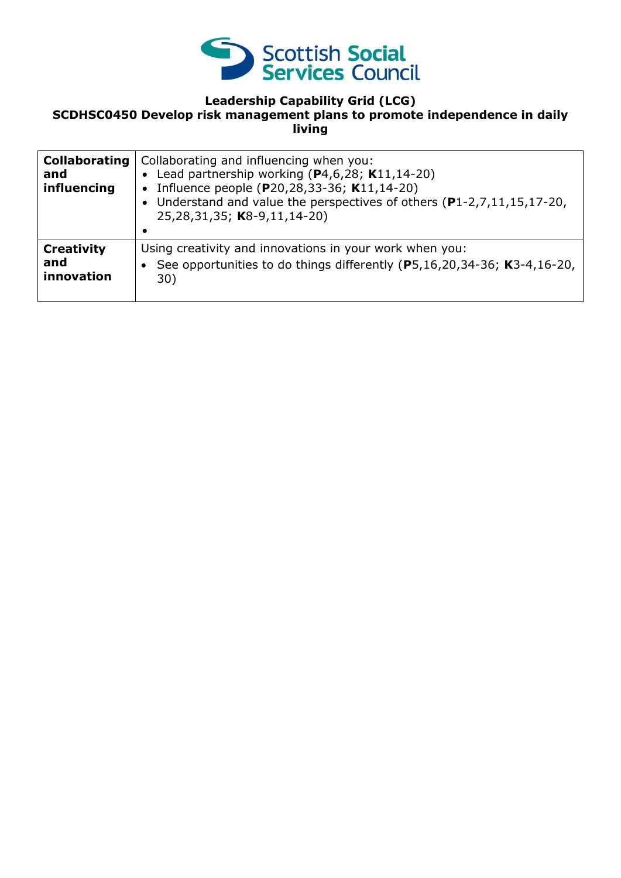**Leadership Capability Grid (LCG)**
**SCDHSC0450 Develop risk management plans to promote independence in daily living**

| | |
|---|---|
| **Collaborating and influencing** | Collaborating and influencing when you:<br>• Lead partnership working (**P**4,6,28; **K**11,14-20)<br>• Influence people (**P**20,28,33-36; **K**11,14-20)<br>• Understand and value the perspectives of others (**P**1-2,7,11,15,17-20, 25,28,31,35; **K**8-9,11,14-20)<br>• |
| **Creativity and innovation** | Using creativity and innovations in your work when you:<br>• See opportunities to do things differently (**P**5,16,20,34-36; **K**3-4,16-20, 30) |